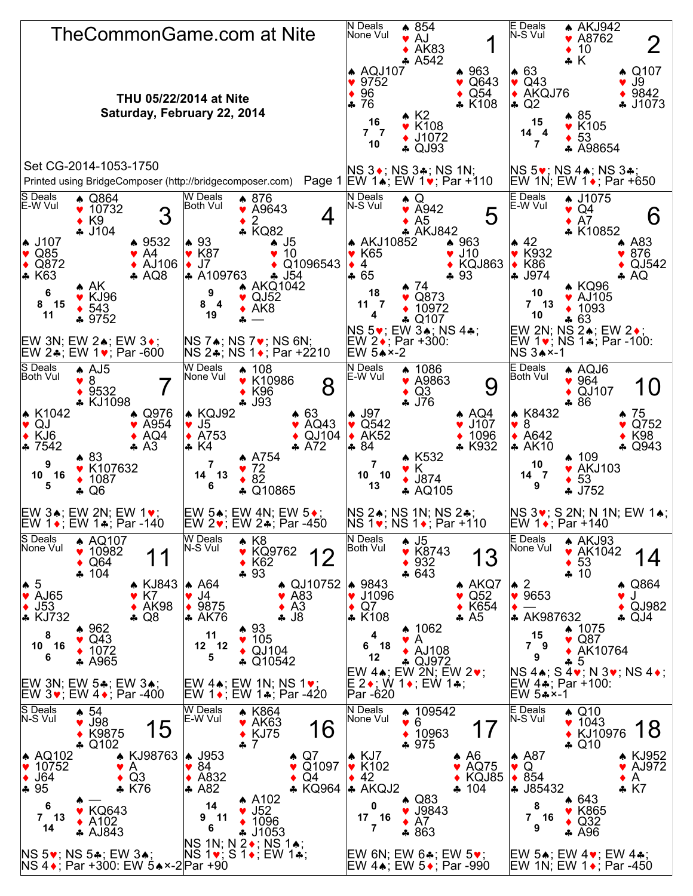# TheCommonGame.com at Nite

**THU 05/22/2014 at Nite**
**Saturday, February 22, 2014**

Set CG-2014-1053-1750

Printed using BridgeComposer (http://bridgecomposer.com)

---

## Board 1
N Deals, None Vul

North: ♠ 854 ♥ AJ ♦ AK83 ♣ A542
West: ♠ AQJ107 ♥ 9752 ♦ 96 ♣ 76
East: ♠ 963 ♥ Q643 ♦ Q54 ♣ K108
South: ♠ K2 ♥ K108 ♦ J1072 ♣ QJ93

HCP: N 16, W 7, E 7, S 10

NS 3♦; NS 3♣; NS 1N; EW 1♠; EW 1♥; Par +110

## Board 2
E Deals, N-S Vul

North: ♠ AKJ942 ♥ A8762 ♦ 10 ♣ K
West: ♠ 63 ♥ Q43 ♦ AKQJ76 ♣ Q2
East: ♠ Q107 ♥ J9 ♦ 9842 ♣ J1073
South: ♠ 85 ♥ K105 ♦ 53 ♣ A98654

HCP: N 15, W 14, E 4, S 7

NS 5♥; NS 4♠; NS 3♣; EW 1N; EW 1♦; Par +650

## Board 3
S Deals, E-W Vul

North: ♠ Q864 ♥ 10732 ♦ K9 ♣ J104
West: ♠ J107 ♥ Q85 ♦ Q872 ♣ K63
East: ♠ 9532 ♥ A4 ♦ AJ106 ♣ AQ8
South: ♠ AK ♥ KJ96 ♦ 543 ♣ 9752

HCP: N 6, W 8, E 15, S 11

EW 3N; EW 2♠; EW 3♦; EW 2♣; EW 1♥; Par -600

## Board 4
W Deals, Both Vul

North: ♠ 876 ♥ A9643 ♦ 2 ♣ KQ82
West: ♠ 93 ♥ K87 ♦ J7 ♣ A109763
East: ♠ J5 ♥ 10 ♦ Q1096543 ♣ J54
South: ♠ AKQ1042 ♥ QJ52 ♦ AK8 ♣ —

HCP: N 9, W 8, E 4, S 19

NS 7♠; NS 7♥; NS 6N; NS 2♣; NS 1♦; Par +2210

## Board 5
N Deals, N-S Vul

North: ♠ Q ♥ A942 ♦ A5 ♣ AKJ842
West: ♠ AKJ10852 ♥ K65 ♦ 4 ♣ 65
East: ♠ 963 ♥ J10 ♦ KQJ863 ♣ 93
South: ♠ 74 ♥ Q873 ♦ 10972 ♣ Q107

HCP: N 18, W 11, E 7, S 4

NS 5♥; EW 3♠; NS 4♣; EW 2♦; Par +300: EW 5♠×-2

## Board 6
E Deals, E-W Vul

North: ♠ J1075 ♥ Q4 ♦ A7 ♣ K10852
West: ♠ 42 ♥ K932 ♦ K86 ♣ J974
East: ♠ A83 ♥ 876 ♦ QJ542 ♣ AQ
South: ♠ KQ96 ♥ AJ105 ♦ 1093 ♣ 63

HCP: N 10, W 7, E 13, S 10

EW 2N; NS 2♠; EW 2♦; EW 1♥; NS 1♣; Par -100: NS 3♠×-1

## Board 7
S Deals, Both Vul

North: ♠ AJ5 ♥ 8 ♦ 9532 ♣ KJ1098
West: ♠ K1042 ♥ QJ ♦ KJ6 ♣ 7542
East: ♠ Q976 ♥ A954 ♦ AQ4 ♣ A3
South: ♠ 83 ♥ K107632 ♦ 1087 ♣ Q6

HCP: N 9, W 10, E 16, S 5

EW 3♠; EW 2N; EW 1♥; EW 1♦; EW 1♣; Par -140

## Board 8
W Deals, None Vul

North: ♠ 108 ♥ K10986 ♦ K96 ♣ J93
West: ♠ KQJ92 ♥ J5 ♦ A753 ♣ K4
East: ♠ 63 ♥ AQ43 ♦ QJ104 ♣ A72
South: ♠ A754 ♥ 72 ♦ 82 ♣ Q10865

HCP: N 7, W 14, E 13, S 6

EW 5♠; EW 4N; EW 5♦; EW 2♥; EW 2♣; Par -450

## Board 9
N Deals, E-W Vul

North: ♠ 1086 ♥ A9863 ♦ Q3 ♣ J76
West: ♠ J97 ♥ Q542 ♦ AK52 ♣ 84
East: ♠ AQ4 ♥ J107 ♦ 1096 ♣ K932
South: ♠ K532 ♥ K ♦ J874 ♣ AQ105

HCP: N 7, W 10, E 10, S 13

NS 2♠; NS 1N; NS 2♣; NS 1♥; NS 1♦; Par +110

## Board 10
E Deals, Both Vul

North: ♠ AQJ6 ♥ 964 ♦ QJ107 ♣ 86
West: ♠ K8432 ♥ 8 ♦ A642 ♣ AK10
East: ♠ 75 ♥ Q752 ♦ K98 ♣ Q943
South: ♠ 109 ♥ AKJ103 ♦ 53 ♣ J752

HCP: N 10, W 14, E 7, S 9

NS 3♥; S 2N; N 1N; EW 1♠; EW 1♦; Par +140

## Board 11
S Deals, None Vul

North: ♠ AQ107 ♥ 10982 ♦ Q64 ♣ 104
West: ♠ 5 ♥ AJ65 ♦ J53 ♣ KJ732
East: ♠ KJ843 ♥ K7 ♦ AK98 ♣ Q8
South: ♠ 962 ♥ Q43 ♦ 1072 ♣ A965

HCP: N 8, W 10, E 16, S 6

EW 3N; EW 5♣; EW 3♠; EW 3♥; EW 4♦; Par -400

## Board 12
W Deals, N-S Vul

North: ♠ K8 ♥ KQ9762 ♦ K62 ♣ 93
West: ♠ A64 ♥ J4 ♦ 9875 ♣ AK76
East: ♠ QJ10752 ♥ A83 ♦ A3 ♣ J8
South: ♠ 93 ♥ 105 ♦ QJ104 ♣ Q10542

HCP: N 11, W 12, E 12, S 5

EW 4♠; EW 1N; NS 1♥; EW 1♦; EW 1♣; Par -420

## Board 13
N Deals, Both Vul

North: ♠ J5 ♥ K8743 ♦ 932 ♣ 643
West: ♠ 9843 ♥ J1096 ♦ Q7 ♣ K108
East: ♠ AKQ7 ♥ Q52 ♦ K654 ♣ A5
South: ♠ 1062 ♥ A ♦ AJ108 ♣ QJ972

HCP: N 4, W 6, E 18, S 12

EW 4♠; EW 2N; EW 2♥; E 2♦; W 1♦; EW 1♣; Par -620

## Board 14
E Deals, None Vul

North: ♠ AKJ93 ♥ AK1042 ♦ 53 ♣ 10
West: ♠ 2 ♥ 9653 ♦ — ♣ AK987632
East: ♠ Q864 ♥ J ♦ QJ982 ♣ QJ4
South: ♠ 1075 ♥ Q87 ♦ AK10764 ♣ 5

HCP: N 15, W 7, E 9, S 9

NS 4♠; S 4♥; N 3♥; NS 4♦; EW 4♣; Par +100: EW 5♣×-1

## Board 15
S Deals, N-S Vul

North: ♠ 54 ♥ J98 ♦ K9875 ♣ Q102
West: ♠ AQ102 ♥ 10752 ♦ J64 ♣ 95
East: ♠ KJ98763 ♥ A ♦ Q3 ♣ K76
South: ♠ — ♥ KQ643 ♦ A102 ♣ AJ843

HCP: N 6, W 7, E 13, S 14

NS 5♥; NS 5♣; EW 3♠; NS 4♦; Par +300: EW 5♠×-2

## Board 16
W Deals, E-W Vul

North: ♠ K864 ♥ AK63 ♦ KJ75 ♣ 7
West: ♠ J953 ♥ 84 ♦ A832 ♣ A82
East: ♠ Q7 ♥ Q1097 ♦ Q4 ♣ KQ964
South: ♠ A102 ♥ J52 ♦ 1096 ♣ J1053

HCP: N 14, W 9, E 11, S 6

NS 1N; N 2♦; NS 1♠; NS 1♥; S 1♦; EW 1♣; Par +90

## Board 17
N Deals, None Vul

North: ♠ 109542 ♥ 6 ♦ 10963 ♣ 975
West: ♠ KJ7 ♥ K102 ♦ 42 ♣ AKQJ2
East: ♠ A6 ♥ AQ75 ♦ KQJ85 ♣ 104
South: ♠ Q83 ♥ J9843 ♦ A7 ♣ 863

HCP: N 0, W 17, E 16, S 7

EW 6N; EW 6♣; EW 5♥; EW 4♠; EW 5♦; Par -990

## Board 18
E Deals, N-S Vul

North: ♠ Q10 ♥ 1043 ♦ KJ10976 ♣ Q10
West: ♠ A87 ♥ Q ♦ 854 ♣ J85432
East: ♠ KJ952 ♥ AJ972 ♦ A ♣ K7
South: ♠ 643 ♥ K865 ♦ Q32 ♣ A96

HCP: N 8, W 7, E 16, S 9

EW 5♠; EW 4♥; EW 4♣; EW 1N; EW 1♦; Par -450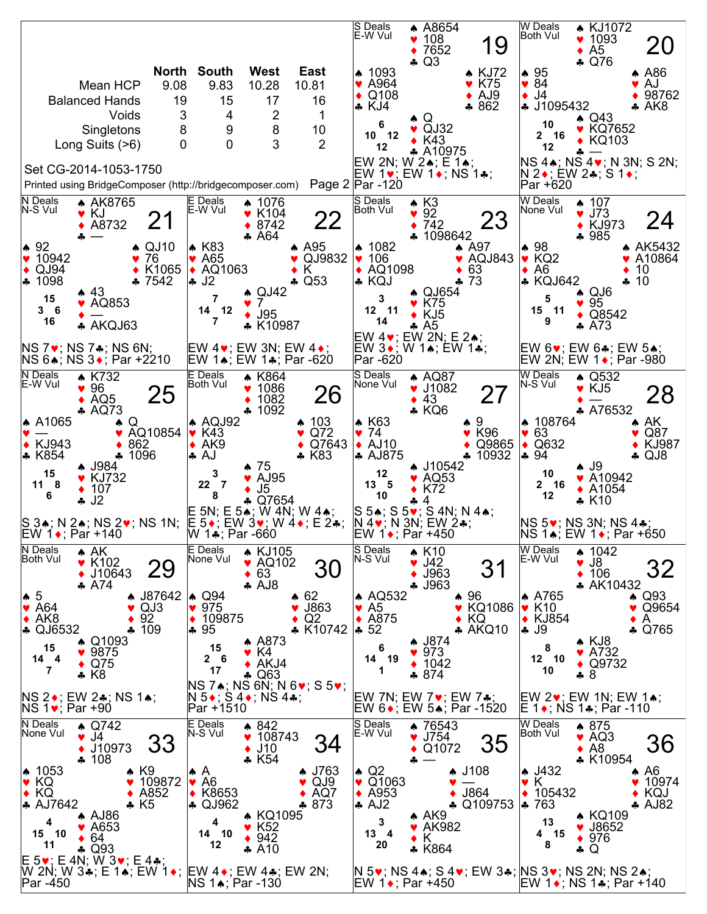| | North | South | West | East |
|---|---|---|---|---|
| Mean HCP | 9.08 | 9.83 | 10.28 | 10.81 |
| Balanced Hands | 19 | 15 | 17 | 16 |
| Voids | 3 | 4 | 2 | 1 |
| Singletons | 8 | 9 | 8 | 10 |
| Long Suits (>6) | 0 | 0 | 3 | 2 |

Set CG-2014-1053-1750

Printed using BridgeComposer (http://bridgecomposer.com)

## Board 19

S Deals, E-W Vul

North: ♠ A8654 ♥ 108 ♦ 7652 ♣ Q3

West: ♠ 1093 ♥ A964 ♦ Q108 ♣ KJ4

East: ♠ KJ72 ♥ K75 ♦ AJ9 ♣ 862

South: ♠ Q ♥ QJ32 ♦ K43 ♣ A10975

HCP: N 6, W 10, E 12, S 12

EW 2N; W 2♠; E 1♠; EW 1♥; EW 1♦; NS 1♣; Par -120

## Board 20

W Deals, Both Vul

North: ♠ KJ1072 ♥ 1093 ♦ A5 ♣ Q76

West: ♠ 95 ♥ 84 ♦ J4 ♣ J1095432

East: ♠ A86 ♥ AJ ♦ 98762 ♣ AK8

South: ♠ Q43 ♥ KQ7652 ♦ KQ103 ♣ —

HCP: N 10, W 2, E 16, S 12

NS 4♠; NS 4♥; N 3N; S 2N; N 2♦; EW 2♣; S 1♦; Par +620

## Board 21

N Deals, N-S Vul

North: ♠ AK8765 ♥ KJ ♦ A8732 ♣ —

West: ♠ 92 ♥ 10942 ♦ QJ94 ♣ 1098

East: ♠ QJ10 ♥ 76 ♦ K1065 ♣ 7542

South: ♠ 43 ♥ AQ853 ♦ — ♣ AKQJ63

HCP: N 15, W 3, E 6, S 16

NS 7♥; NS 7♣; NS 6N; NS 6♠; NS 3♦; Par +2210

## Board 22

E Deals, E-W Vul

North: ♠ 1076 ♥ K104 ♦ 8742 ♣ A64

West: ♠ K83 ♥ A65 ♦ AQ1063 ♣ J2

East: ♠ A95 ♥ QJ9832 ♦ K ♣ Q53

South: ♠ QJ42 ♥ 7 ♦ J95 ♣ K10987

HCP: N 7, W 14, E 12, S 7

EW 4♥; EW 3N; EW 4♦; EW 1♠; EW 1♣; Par -620

## Board 23

S Deals, Both Vul

North: ♠ K3 ♥ 92 ♦ 742 ♣ 1098642

West: ♠ 1082 ♥ 106 ♦ AQ1098 ♣ KQJ

East: ♠ A97 ♥ AQJ843 ♦ 63 ♣ 73

South: ♠ QJ654 ♥ K75 ♦ KJ5 ♣ A5

HCP: N 3, W 12, E 11, S 14

EW 4♥; EW 2N; E 2♠; EW 3♦; W 1♠; EW 1♣; Par -620

## Board 24

W Deals, None Vul

North: ♠ 107 ♥ J73 ♦ KJ973 ♣ 985

West: ♠ 98 ♥ KQ2 ♦ A6 ♣ KQJ642

East: ♠ AK5432 ♥ A10864 ♦ 10 ♣ 10

South: ♠ QJ6 ♥ 95 ♦ Q8542 ♣ A73

HCP: N 5, W 15, E 11, S 9

EW 6♥; EW 6♣; EW 5♠; EW 2N; EW 1♦; Par -980

## Board 25

N Deals, E-W Vul

North: ♠ K732 ♥ 96 ♦ AQ5 ♣ AQ73

West: ♠ A1065 ♥ — ♦ KJ943 ♣ K854

East: ♠ Q ♥ AQ10854 ♦ 862 ♣ 1096

South: ♠ J984 ♥ KJ732 ♦ 107 ♣ J2

HCP: N 15, W 11, E 8, S 6

S 3♠; N 2♠; NS 2♥; NS 1N; EW 1♦; Par +140

## Board 26

E Deals, Both Vul

North: ♠ K864 ♥ 1086 ♦ 1082 ♣ 1092

West: ♠ AQJ92 ♥ K43 ♦ AK9 ♣ AJ

East: ♠ 103 ♥ Q72 ♦ Q7643 ♣ K83

South: ♠ 75 ♥ AJ95 ♦ J5 ♣ Q7654

HCP: N 3, W 22, E 7, S 8

E 5N; E 5♠; W 4N; W 4♠; E 5♦; EW 3♥; W 4♦; E 2♣; W 1♣; Par -660

## Board 27

S Deals, None Vul

North: ♠ AQ87 ♥ J1082 ♦ 43 ♣ KQ6

West: ♠ K63 ♥ 74 ♦ AJ10 ♣ AJ875

East: ♠ 9 ♥ K96 ♦ Q9865 ♣ 10932

South: ♠ J10542 ♥ AQ53 ♦ K72 ♣ 4

HCP: N 12, W 13, E 5, S 10

S 5♠; S 5♥; S 4N; N 4♠; N 4♥; N 3N; EW 2♣; EW 1♦; Par +450

## Board 28

W Deals, N-S Vul

North: ♠ Q532 ♥ KJ5 ♦ — ♣ A76532

West: ♠ 108764 ♥ 63 ♦ Q632 ♣ 94

East: ♠ AK ♥ Q87 ♦ KJ987 ♣ QJ8

South: ♠ J9 ♥ A10942 ♦ A1054 ♣ K10

HCP: N 10, W 2, E 16, S 12

NS 5♥; NS 3N; NS 4♣; NS 1♠; EW 1♦; Par +650

## Board 29

N Deals, Both Vul

North: ♠ AK ♥ K102 ♦ J10643 ♣ A74

West: ♠ 5 ♥ A64 ♦ AK8 ♣ QJ6532

East: ♠ J87642 ♥ QJ3 ♦ 92 ♣ 109

South: ♠ Q1093 ♥ 9875 ♦ Q75 ♣ K8

HCP: N 15, W 14, E 4, S 7

NS 2♦; EW 2♣; NS 1♠; NS 1♥; Par +90

## Board 30

E Deals, None Vul

North: ♠ KJ105 ♥ AQ102 ♦ 63 ♣ AJ8

West: ♠ Q94 ♥ 975 ♦ 109875 ♣ 95

East: ♠ 62 ♥ J863 ♦ Q2 ♣ K10742

South: ♠ A873 ♥ K4 ♦ AKJ4 ♣ Q63

HCP: N 15, W 2, E 6, S 17

NS 7♠; NS 6N; N 6♥; S 5♥; N 5♦; S 4♦; NS 4♣; Par +1510

## Board 31

S Deals, N-S Vul

North: ♠ K10 ♥ J42 ♦ J963 ♣ J963

West: ♠ AQ532 ♥ A5 ♦ A875 ♣ 52

East: ♠ 96 ♥ KQ1086 ♦ KQ ♣ AKQ10

South: ♠ J874 ♥ 973 ♦ 1042 ♣ 874

HCP: N 6, W 14, E 19, S 1

EW 7N; EW 7♥; EW 7♣; EW 6♦; EW 5♠; Par -1520

## Board 32

W Deals, E-W Vul

North: ♠ 1042 ♥ J8 ♦ 106 ♣ AK10432

West: ♠ A765 ♥ K10 ♦ KJ854 ♣ J9

East: ♠ Q93 ♥ Q9654 ♦ A ♣ Q765

South: ♠ KJ8 ♥ A732 ♦ Q9732 ♣ 8

HCP: N 8, W 12, E 10, S 10

EW 2♥; EW 1N; EW 1♠; E 1♦; NS 1♣; Par -110

## Board 33

N Deals, None Vul

North: ♠ Q742 ♥ J4 ♦ J10973 ♣ 108

West: ♠ 1053 ♥ KQ ♦ KQ ♣ AJ7642

East: ♠ K9 ♥ 109872 ♦ A852 ♣ K5

South: ♠ AJ86 ♥ A653 ♦ 64 ♣ Q93

HCP: N 4, W 15, E 10, S 11

E 5♥; E 4N; W 3♥; E 4♣; W 2N; W 3♣; E 1♠; EW 1♦; Par -450

## Board 34

E Deals, N-S Vul

North: ♠ 842 ♥ 108743 ♦ J10 ♣ K54

West: ♠ A ♥ A6 ♦ K8653 ♣ QJ962

East: ♠ J763 ♥ QJ9 ♦ AQ7 ♣ 873

South: ♠ KQ1095 ♥ K52 ♦ 942 ♣ A10

HCP: N 4, W 14, E 10, S 12

EW 4♦; EW 4♣; EW 2N; NS 1♠; Par -130

## Board 35

S Deals, E-W Vul

North: ♠ 76543 ♥ J754 ♦ Q1072 ♣ —

West: ♠ Q2 ♥ Q1063 ♦ A953 ♣ AJ2

East: ♠ J108 ♥ — ♦ J864 ♣ Q109753

South: ♠ AK9 ♥ AK982 ♦ K ♣ K864

HCP: N 3, W 13, E 4, S 20

N 5♥; NS 4♠; S 4♥; EW 3♣; EW 1♦; Par +450

## Board 36

W Deals, Both Vul

North: ♠ 875 ♥ AQ3 ♦ A8 ♣ K10954

West: ♠ J432 ♥ K ♦ 105432 ♣ 763

East: ♠ A6 ♥ 10974 ♦ KQJ ♣ AJ82

South: ♠ KQ109 ♥ J8652 ♦ 976 ♣ Q

HCP: N 13, W 4, E 15, S 8

NS 3♥; NS 2N; NS 2♠; EW 1♦; NS 1♣; Par +140